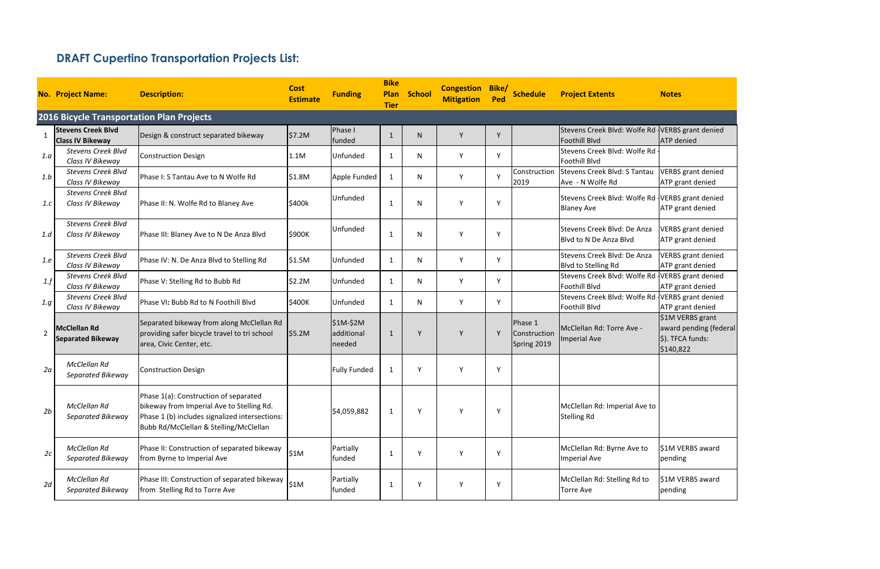## DRAFT Cupertino Transportation Projects List:

| No. | Project Name: | Description: | Cost Estimate | Funding | Bike Plan Tier | School | Congestion Mitigation | Bike/ Ped | Schedule | Project Extents | Notes |
|---|---|---|---|---|---|---|---|---|---|---|---|
| **2016 Bicycle Transportation Plan Projects** | | | | | | | | | | | |
| 1 | **Stevens Creek Blvd Class IV Bikeway** | Design & construct separated bikeway | $7.2M | Phase I funded | 1 | N | Y | Y | | Stevens Creek Blvd: Wolfe Rd - Foothill Blvd | VERBS grant denied ATP denied |
| *1.a* | *Stevens Creek Blvd Class IV Bikeway* | Construction Design | 1.1M | Unfunded | 1 | N | Y | Y | | Stevens Creek Blvd: Wolfe Rd - Foothill Blvd | |
| *1.b* | *Stevens Creek Blvd Class IV Bikeway* | Phase I: S Tantau Ave to N Wolfe Rd | $1.8M | Apple Funded | 1 | N | Y | Y | Construction 2019 | Stevens Creek Blvd: S Tantau Ave - N Wolfe Rd | VERBS grant denied ATP grant denied |
| *1.c* | *Stevens Creek Blvd Class IV Bikeway* | Phase II: N. Wolfe Rd to Blaney Ave | $400k | Unfunded | 1 | N | Y | Y | | Stevens Creek Blvd: Wolfe Rd - Blaney Ave | VERBS grant denied ATP grant denied |
| *1.d* | *Stevens Creek Blvd Class IV Bikeway* | Phase III: Blaney Ave to N De Anza Blvd | $900K | Unfunded | 1 | N | Y | Y | | Stevens Creek Blvd: De Anza Blvd to N De Anza Blvd | VERBS grant denied ATP grant denied |
| *1.e* | *Stevens Creek Blvd Class IV Bikeway* | Phase IV: N. De Anza Blvd to Stelling Rd | $1.5M | Unfunded | 1 | N | Y | Y | | Stevens Creek Blvd: De Anza Blvd to Stelling Rd | VERBS grant denied ATP grant denied |
| *1.f* | *Stevens Creek Blvd Class IV Bikeway* | Phase V: Stelling Rd to Bubb Rd | $2.2M | Unfunded | 1 | N | Y | Y | | Stevens Creek Blvd: Wolfe Rd - Foothill Blvd | VERBS grant denied ATP grant denied |
| *1.g* | *Stevens Creek Blvd Class IV Bikeway* | Phase VI**:** Bubb Rd to N Foothill Blvd | $400K | Unfunded | 1 | N | Y | Y | | Stevens Creek Blvd: Wolfe Rd - Foothill Blvd | VERBS grant denied ATP grant denied |
| 2 | **McClellan Rd Separated Bikeway** | Separated bikeway from along McClellan Rd providing safer bicycle travel to tri school area, Civic Center, etc. | $5.2M | $1M-$2M additional needed | 1 | Y | Y | Y | Phase 1 Construction Spring 2019 | McClellan Rd: Torre Ave - Imperial Ave | $1M VERBS grant award pending (federal $). TFCA funds: $140,822 |
| *2a* | *McClellan Rd Separated Bikeway* | Construction Design | | Fully Funded | 1 | Y | Y | Y | | | |
| *2b* | *McClellan Rd Separated Bikeway* | Phase 1(a): Construction of separated bikeway from Imperial Ave to Stelling Rd. Phase 1 (b) includes signalized intersections: Bubb Rd/McClellan & Stelling/McClellan | | $4,059,882 | 1 | Y | Y | Y | | McClellan Rd: Imperial Ave to Stelling Rd | |
| *2c* | *McClellan Rd Separated Bikeway* | Phase II: Construction of separated bikeway from Byrne to Imperial Ave | $1M | Partially funded | 1 | Y | Y | Y | | McClellan Rd: Byrne Ave to Imperial Ave | $1M VERBS award pending |
| *2d* | *McClellan Rd Separated Bikeway* | Phase III: Construction of separated bikeway from Stelling Rd to Torre Ave | $1M | Partially funded | 1 | Y | Y | Y | | McClellan Rd: Stelling Rd to Torre Ave | $1M VERBS award pending |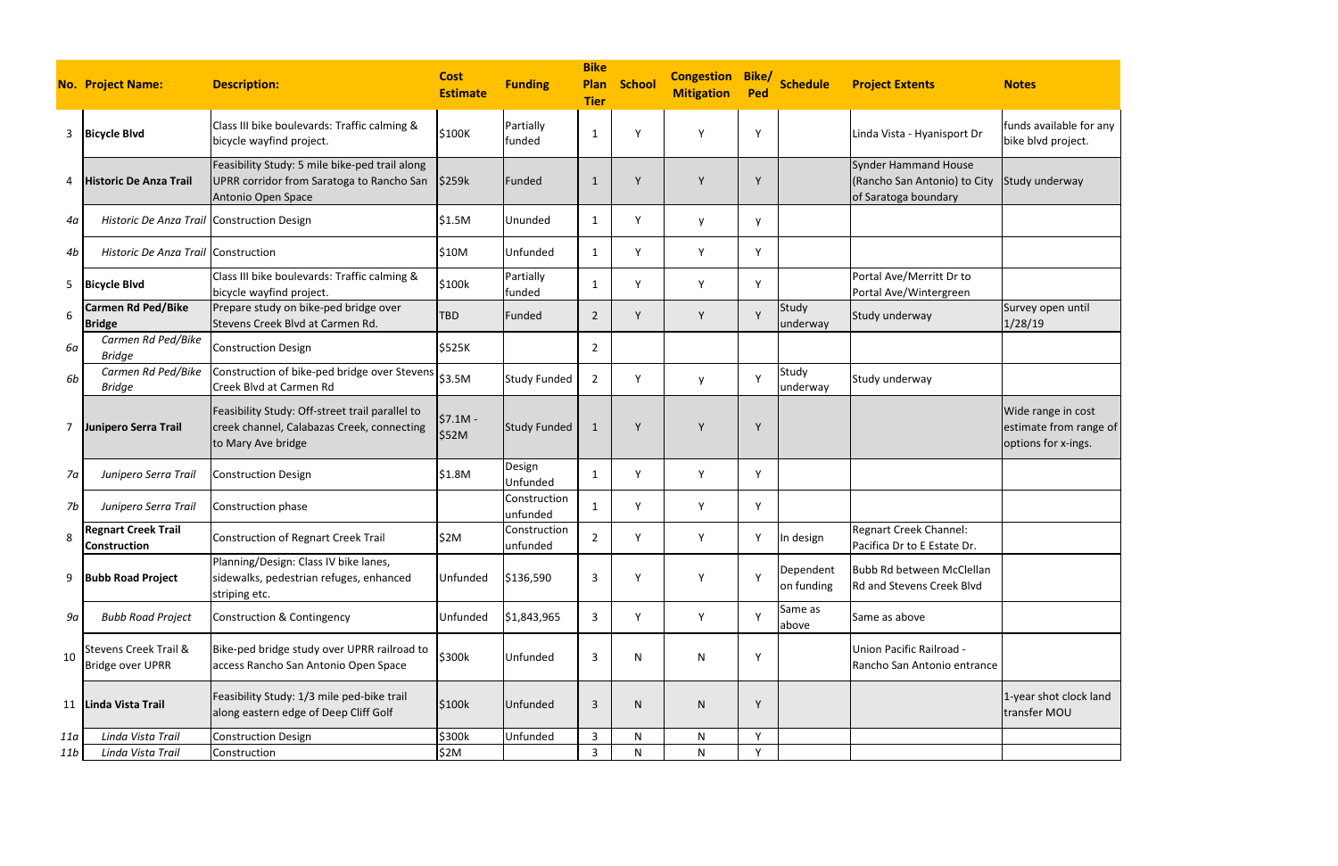| No. | Project Name: | Description: | Cost Estimate | Funding | Bike Plan Tier | School | Congestion Mitigation | Bike/ Ped | Schedule | Project Extents | Notes |
|---|---|---|---|---|---|---|---|---|---|---|---|
| 3 | **Bicycle Blvd** | Class III bike boulevards: Traffic calming & bicycle wayfind project. | $100K | Partially funded | 1 | Y | Y | Y | | Linda Vista - Hyanisport Dr | funds available for any bike blvd project. |
| 4 | **Historic De Anza Trail** | Feasibility Study: 5 mile bike-ped trail along UPRR corridor from Saratoga to Rancho San Antonio Open Space | $259k | Funded | 1 | Y | Y | Y | | Synder Hammand House (Rancho San Antonio) to City of Saratoga boundary | Study underway |
| *4a* | *Historic De Anza Trail* | Construction Design | $1.5M | Ununded | 1 | Y | y | y | | | |
| *4b* | *Historic De Anza Trail* | Construction | $10M | Unfunded | 1 | Y | Y | Y | | | |
| 5 | **Bicycle Blvd** | Class III bike boulevards: Traffic calming & bicycle wayfind project. | $100k | Partially funded | 1 | Y | Y | Y | | Portal Ave/Merritt Dr to Portal Ave/Wintergreen | |
| 6 | **Carmen Rd Ped/Bike Bridge** | Prepare study on bike-ped bridge over Stevens Creek Blvd at Carmen Rd. | TBD | Funded | 2 | Y | Y | Y | Study underway | Study underway | Survey open until 1/28/19 |
| *6a* | *Carmen Rd Ped/Bike Bridge* | Construction Design | $525K | | 2 | | | | | | |
| *6b* | *Carmen Rd Ped/Bike Bridge* | Construction of bike-ped bridge over Stevens Creek Blvd at Carmen Rd | $3.5M | Study Funded | 2 | Y | y | Y | Study underway | Study underway | |
| 7 | **Junipero Serra Trail** | Feasibility Study: Off-street trail parallel to creek channel, Calabazas Creek, connecting to Mary Ave bridge | $7.1M - $52M | Study Funded | 1 | Y | Y | Y | | | Wide range in cost estimate from range of options for x-ings. |
| *7a* | *Junipero Serra Trail* | Construction Design | $1.8M | Design Unfunded | 1 | Y | Y | Y | | | |
| *7b* | *Junipero Serra Trail* | Construction phase | | Construction unfunded | 1 | Y | Y | Y | | | |
| 8 | **Regnart Creek Trail Construction** | Construction of Regnart Creek Trail | $2M | Construction unfunded | 2 | Y | Y | Y | In design | Regnart Creek Channel: Pacifica Dr to E Estate Dr. | |
| 9 | **Bubb Road Project** | Planning/Design: Class IV bike lanes, sidewalks, pedestrian refuges, enhanced striping etc. | Unfunded | $136,590 | 3 | Y | Y | Y | Dependent on funding | Bubb Rd between McClellan Rd and Stevens Creek Blvd | |
| *9a* | *Bubb Road Project* | Construction & Contingency | Unfunded | $1,843,965 | 3 | Y | Y | Y | Same as above | Same as above | |
| 10 | Stevens Creek Trail & Bridge over UPRR | Bike-ped bridge study over UPRR railroad to access Rancho San Antonio Open Space | $300k | Unfunded | 3 | N | N | Y | | Union Pacific Railroad - Rancho San Antonio entrance | |
| 11 | **Linda Vista Trail** | Feasibility Study: 1/3 mile ped-bike trail along eastern edge of Deep Cliff Golf | $100k | Unfunded | 3 | N | N | Y | | | 1-year shot clock land transfer MOU |
| *11a* | *Linda Vista Trail* | Construction Design | $300k | Unfunded | 3 | N | N | Y | | | |
| *11b* | *Linda Vista Trail* | Construction | $2M | | 3 | N | N | Y | | | |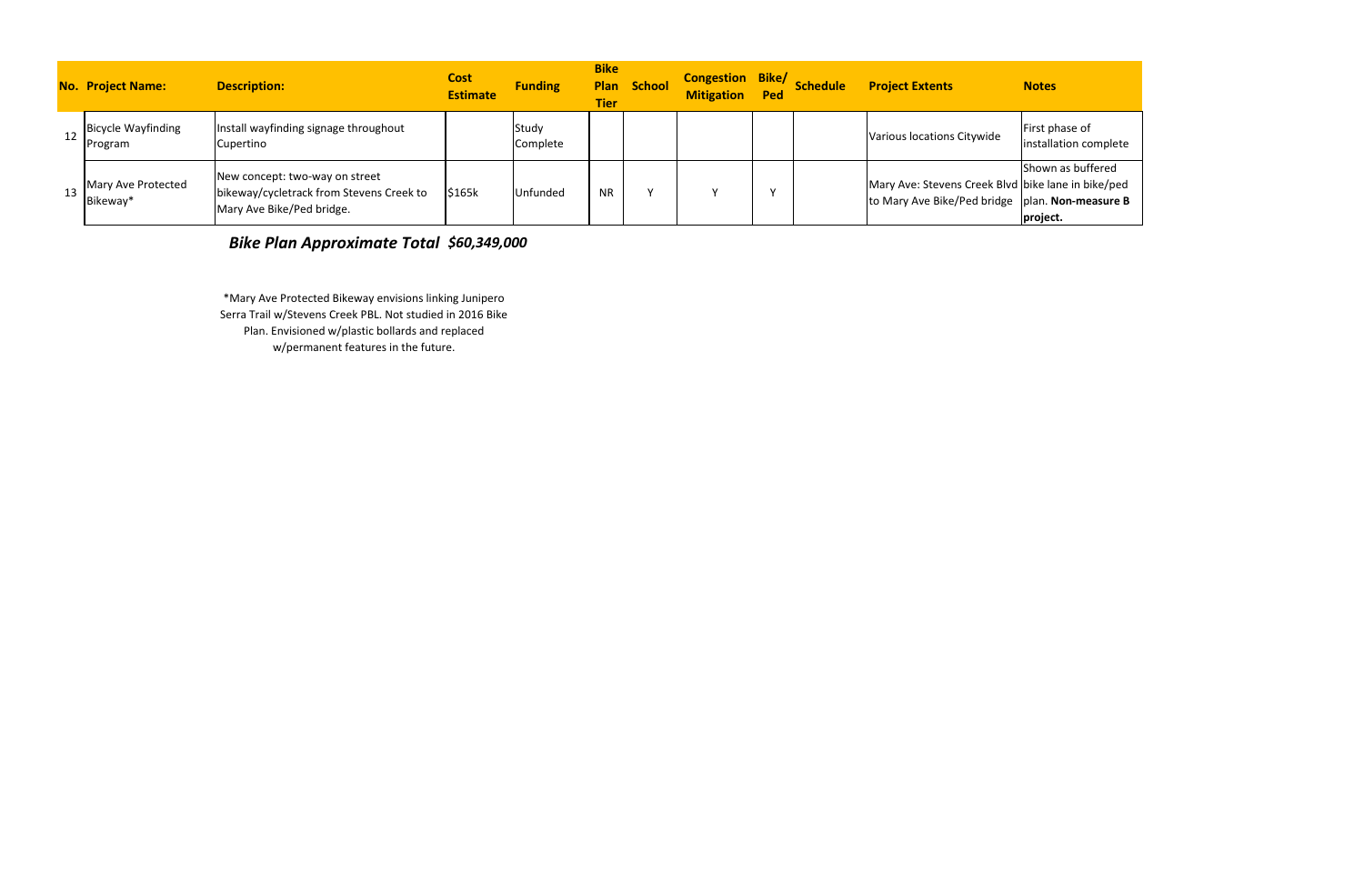| No. | Project Name: | Description: | Cost Estimate | Funding | Bike Plan Tier | School | Congestion Mitigation | Bike/ Ped | Schedule | Project Extents | Notes |
|---|---|---|---|---|---|---|---|---|---|---|---|
| 12 | Bicycle Wayfinding Program | Install wayfinding signage throughout Cupertino | | Study Complete | | | | | | Various locations Citywide | First phase of installation complete |
| 13 | Mary Ave Protected Bikeway* | New concept: two-way on street bikeway/cycletrack from Stevens Creek to Mary Ave Bike/Ped bridge. | $165k | Unfunded | NR | Y | Y | Y | | Mary Ave: Stevens Creek Blvd to Mary Ave Bike/Ped bridge | Shown as buffered bike lane in bike/ped plan. **Non-measure B project.** |

***Bike Plan Approximate Total $60,349,000***

*Mary Ave Protected Bikeway envisions linking Junipero Serra Trail w/Stevens Creek PBL. Not studied in 2016 Bike Plan. Envisioned w/plastic bollards and replaced w/permanent features in the future.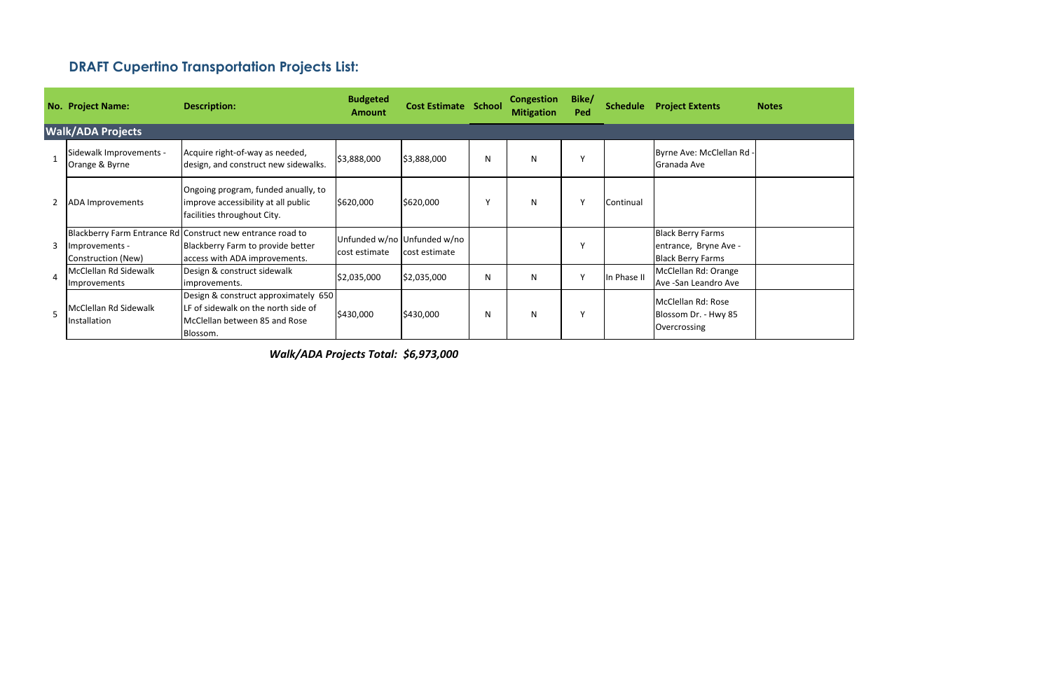## DRAFT Cupertino Transportation Projects List:

| No. | Project Name: | Description: | Budgeted Amount | Cost Estimate | School | Congestion Mitigation | Bike/ Ped | Schedule | Project Extents | Notes |
|---|---|---|---|---|---|---|---|---|---|---|
| **Walk/ADA Projects** | | | | | | | | | | |
| 1 | Sidewalk Improvements - Orange & Byrne | Acquire right-of-way as needed, design, and construct new sidewalks. | $3,888,000 | $3,888,000 | N | N | Y | | Byrne Ave: McClellan Rd - Granada Ave | |
| 2 | ADA Improvements | Ongoing program, funded anually, to improve accessibility at all public facilities throughout City. | $620,000 | $620,000 | Y | N | Y | Continual | | |
| 3 | Blackberry Farm Entrance Rd Improvements - Construction (New) | Construct new entrance road to Blackberry Farm to provide better access with ADA improvements. | Unfunded w/no cost estimate | Unfunded w/no cost estimate | | | Y | | Black Berry Farms entrance, Bryne Ave - Black Berry Farms | |
| 4 | McClellan Rd Sidewalk Improvements | Design & construct sidewalk improvements. | $2,035,000 | $2,035,000 | N | N | Y | In Phase II | McClellan Rd: Orange Ave -San Leandro Ave | |
| 5 | McClellan Rd Sidewalk Installation | Design & construct approximately 650 LF of sidewalk on the north side of McClellan between 85 and Rose Blossom. | $430,000 | $430,000 | N | N | Y | | McClellan Rd: Rose Blossom Dr. - Hwy 85 Overcrossing | |

***Walk/ADA Projects Total: $6,973,000***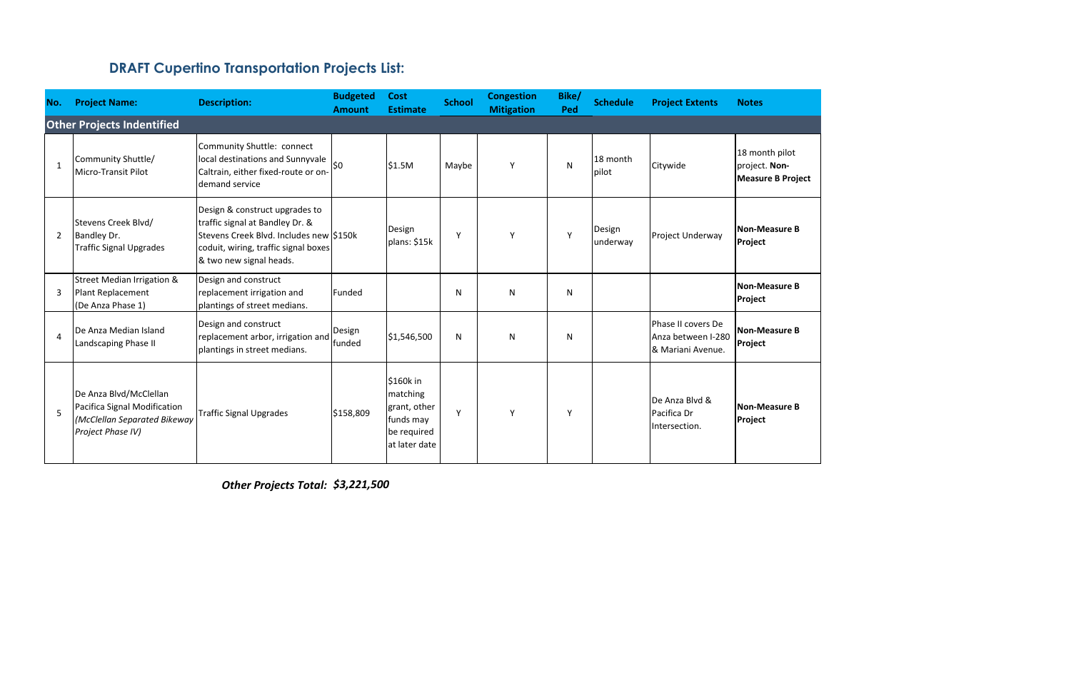## DRAFT Cupertino Transportation Projects List:

| No. | Project Name: | Description: | Budgeted Amount | Cost Estimate | School | Congestion Mitigation | Bike/ Ped | Schedule | Project Extents | Notes |
|---|---|---|---|---|---|---|---|---|---|---|
| **Other Projects Indentified** | | | | | | | | | | |
| 1 | Community Shuttle/ Micro-Transit Pilot | Community Shuttle: connect local destinations and Sunnyvale Caltrain, either fixed-route or on-demand service | $0 | $1.5M | Maybe | Y | N | 18 month pilot | Citywide | 18 month pilot project. **Non-Measure B Project** |
| 2 | Stevens Creek Blvd/ Bandley Dr. Traffic Signal Upgrades | Design & construct upgrades to traffic signal at Bandley Dr. & Stevens Creek Blvd. Includes new coduit, wiring, traffic signal boxes & two new signal heads. | $150k | Design plans: $15k | Y | Y | Y | Design underway | Project Underway | **Non-Measure B Project** |
| 3 | Street Median Irrigation & Plant Replacement (De Anza Phase 1) | Design and construct replacement irrigation and plantings of street medians. | Funded | | N | N | N | | | **Non-Measure B Project** |
| 4 | De Anza Median Island Landscaping Phase II | Design and construct replacement arbor, irrigation and plantings in street medians. | Design funded | $1,546,500 | N | N | N | | Phase II covers De Anza between I-280 & Mariani Avenue. | **Non-Measure B Project** |
| 5 | De Anza Blvd/McClellan Pacifica Signal Modification *(McClellan Separated Bikeway Project Phase IV)* | Traffic Signal Upgrades | $158,809 | $160k in matching grant, other funds may be required at later date | Y | Y | Y | | De Anza Blvd & Pacifica Dr Intersection. | **Non-Measure B Project** |

***Other Projects Total: $3,221,500***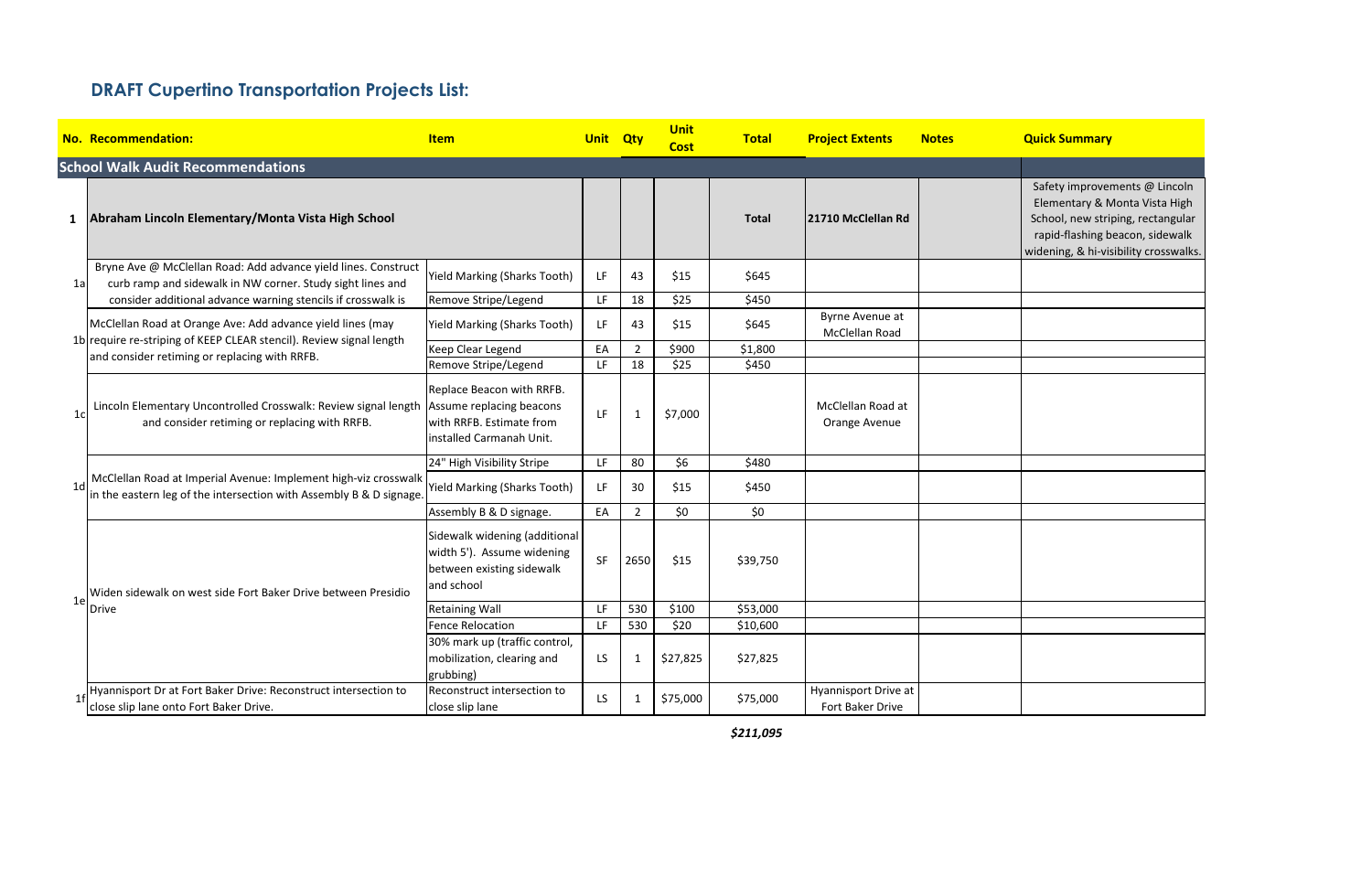## DRAFT Cupertino Transportation Projects List:

| No. | Recommendation: | Item | Unit | Qty | Unit Cost | Total | Project Extents | Notes | Quick Summary |
|---|---|---|---|---|---|---|---|---|---|
| **School Walk Audit Recommendations** | | | | | | | | | |
| **1** | **Abraham Lincoln Elementary/Monta Vista High School** | | | | | **Total** | **21710 McClellan Rd** | | Safety improvements @ Lincoln Elementary & Monta Vista High School, new striping, rectangular rapid-flashing beacon, sidewalk widening, & hi-visibility crosswalks. |
| 1a | Bryne Ave @ McClellan Road: Add advance yield lines. Construct curb ramp and sidewalk in NW corner. Study sight lines and consider additional advance warning stencils if crosswalk is | Yield Marking (Sharks Tooth) | LF | 43 | $15 | $645 | | | |
| | | Remove Stripe/Legend | LF | 18 | $25 | $450 | | | |
| 1b | McClellan Road at Orange Ave: Add advance yield lines (may require re-striping of KEEP CLEAR stencil). Review signal length and consider retiming or replacing with RRFB. | Yield Marking (Sharks Tooth) | LF | 43 | $15 | $645 | Byrne Avenue at McClellan Road | | |
| | | Keep Clear Legend | EA | 2 | $900 | $1,800 | | | |
| | | Remove Stripe/Legend | LF | 18 | $25 | $450 | | | |
| 1c | Lincoln Elementary Uncontrolled Crosswalk: Review signal length and consider retiming or replacing with RRFB. | Replace Beacon with RRFB. Assume replacing beacons with RRFB. Estimate from installed Carmanah Unit. | LF | 1 | $7,000 | | McClellan Road at Orange Avenue | | |
| 1d | McClellan Road at Imperial Avenue: Implement high-viz crosswalk in the eastern leg of the intersection with Assembly B & D signage. | 24" High Visibility Stripe | LF | 80 | $6 | $480 | | | |
| | | Yield Marking (Sharks Tooth) | LF | 30 | $15 | $450 | | | |
| | | Assembly B & D signage. | EA | 2 | $0 | $0 | | | |
| 1e | Widen sidewalk on west side Fort Baker Drive between Presidio Drive | Sidewalk widening (additional width 5'). Assume widening between existing sidewalk and school | SF | 2650 | $15 | $39,750 | | | |
| | | Retaining Wall | LF | 530 | $100 | $53,000 | | | |
| | | Fence Relocation | LF | 530 | $20 | $10,600 | | | |
| | | 30% mark up (traffic control, mobilization, clearing and grubbing) | LS | 1 | $27,825 | $27,825 | | | |
| 1f | Hyannisport Dr at Fort Baker Drive: Reconstruct intersection to close slip lane onto Fort Baker Drive. | Reconstruct intersection to close slip lane | LS | 1 | $75,000 | $75,000 | Hyannisport Drive at Fort Baker Drive | | |
| | | | | | | ***$211,095*** | | | |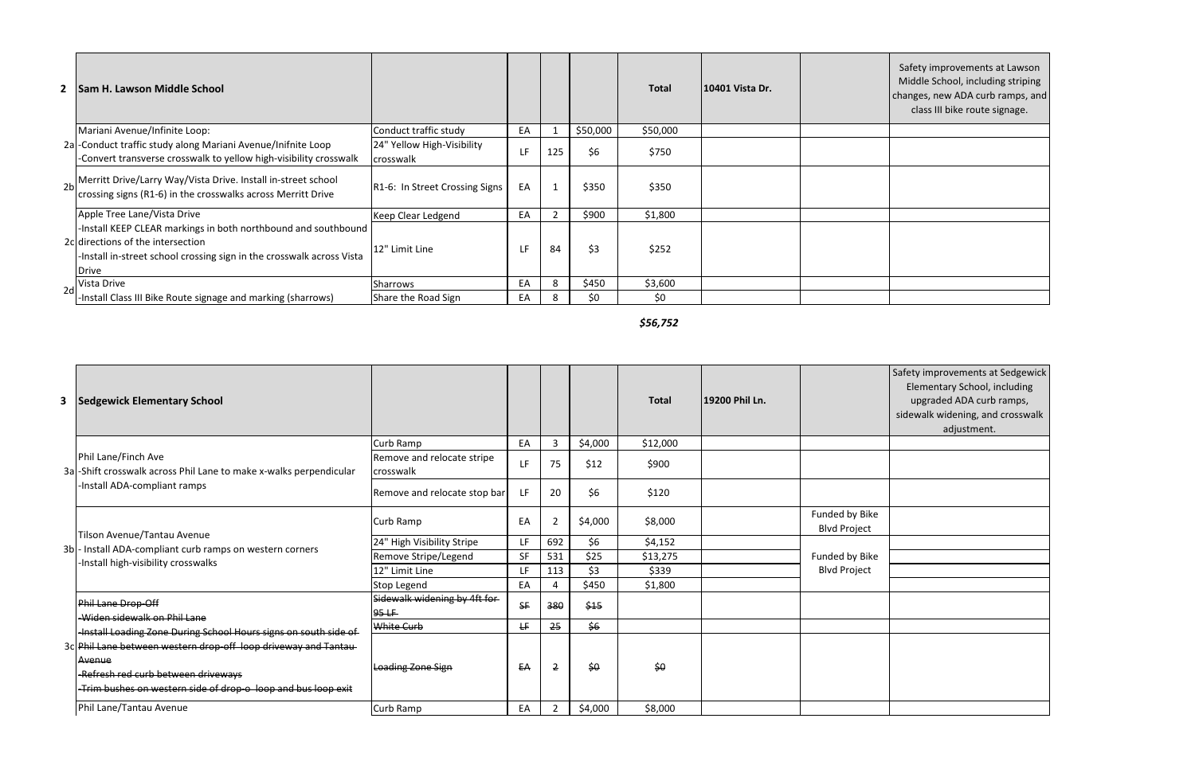| | | | | | | | | |
|---|---|---|---|---|---|---|---|---|
| **2** **Sam H. Lawson Middle School** | | | | | **Total** | **10401 Vista Dr.** | | Safety improvements at Lawson Middle School, including striping changes, new ADA curb ramps, and class III bike route signage. |
| 2a Mariani Avenue/Infinite Loop: -Conduct traffic study along Mariani Avenue/Inifnite Loop -Convert transverse crosswalk to yellow high-visibility crosswalk | Conduct traffic study | EA | 1 | $50,000 | $50,000 | | | |
| | 24" Yellow High-Visibility crosswalk | LF | 125 | $6 | $750 | | | |
| 2b Merritt Drive/Larry Way/Vista Drive. Install in-street school crossing signs (R1-6) in the crosswalks across Merritt Drive | R1-6: In Street Crossing Signs | EA | 1 | $350 | $350 | | | |
| 2c Apple Tree Lane/Vista Drive -Install KEEP CLEAR markings in both northbound and southbound directions of the intersection -Install in-street school crossing sign in the crosswalk across Vista Drive | Keep Clear Ledgend | EA | 2 | $900 | $1,800 | | | |
| | 12" Limit Line | LF | 84 | $3 | $252 | | | |
| 2d Vista Drive -Install Class III Bike Route signage and marking (sharrows) | Sharrows | EA | 8 | $450 | $3,600 | | | |
| | Share the Road Sign | EA | 8 | $0 | $0 | | | |
| | | | | | ***$56,752*** | | | |

| | | | | | | | | |
|---|---|---|---|---|---|---|---|---|
| **3** **Sedgewick Elementary School** | | | | | **Total** | **19200 Phil Ln.** | | Safety improvements at Sedgewick Elementary School, including upgraded ADA curb ramps, sidewalk widening, and crosswalk adjustment. |
| 3a Phil Lane/Finch Ave -Shift crosswalk across Phil Lane to make x-walks perpendicular -Install ADA-compliant ramps | Curb Ramp | EA | 3 | $4,000 | $12,000 | | | |
| | Remove and relocate stripe crosswalk | LF | 75 | $12 | $900 | | | |
| | Remove and relocate stop bar | LF | 20 | $6 | $120 | | | |
| 3b Tilson Avenue/Tantau Avenue - Install ADA-compliant curb ramps on western corners -Install high-visibility crosswalks | Curb Ramp | EA | 2 | $4,000 | $8,000 | | Funded by Bike Blvd Project | |
| | 24" High Visibility Stripe | LF | 692 | $6 | $4,152 | | | |
| | Remove Stripe/Legend | SF | 531 | $25 | $13,275 | | Funded by Bike Blvd Project | |
| | 12" Limit Line | LF | 113 | $3 | $339 | | | |
| | Stop Legend | EA | 4 | $450 | $1,800 | | | |
| 3c ~~Phil Lane Drop-Off -Widen sidewalk on Phil Lane -Install Loading Zone During School Hours signs on south side of Phil Lane between western drop-off loop driveway and Tantau Avenue -Refresh red curb between driveways -Trim bushes on western side of drop-o loop and bus loop exit~~ | ~~Sidewalk widening by 4ft for 95 LF~~ | ~~SF~~ | ~~380~~ | ~~$15~~ | | | | |
| | ~~White Curb~~ | ~~LF~~ | ~~25~~ | ~~$6~~ | | | | |
| | ~~Loading Zone Sign~~ | ~~EA~~ | ~~2~~ | ~~$0~~ | ~~$0~~ | | | |
| Phil Lane/Tantau Avenue | Curb Ramp | EA | 2 | $4,000 | $8,000 | | | |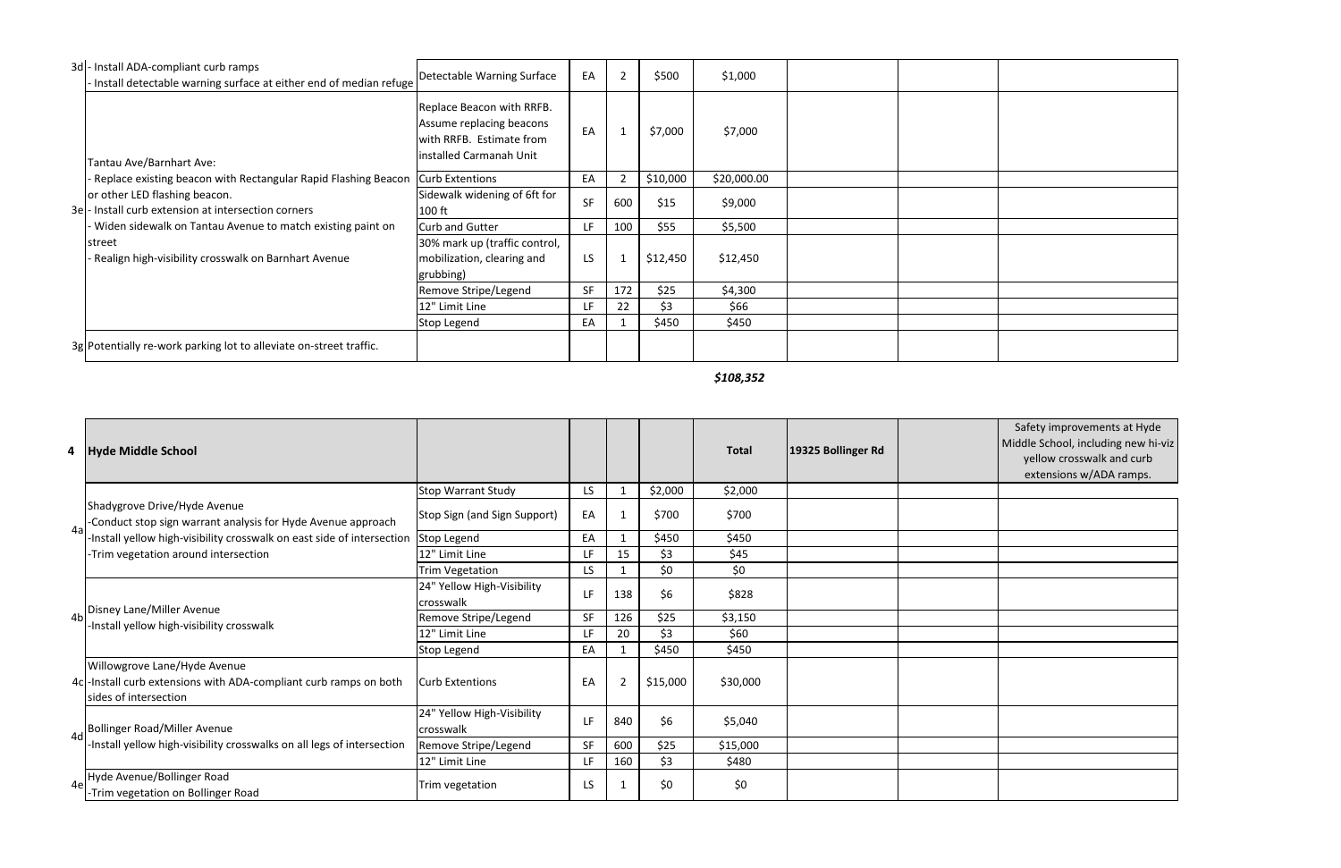| | | | | | | | | |
|---|---|---|---|---|---|---|---|---|
| 3d | - Install ADA-compliant curb ramps<br>- Install detectable warning surface at either end of median refuge | Detectable Warning Surface | EA | 2 | $500 | $1,000 | | | |
| 3e | Tantau Ave/Barnhart Ave:<br>- Replace existing beacon with Rectangular Rapid Flashing Beacon or other LED flashing beacon.<br>- Install curb extension at intersection corners<br>- Widen sidewalk on Tantau Avenue to match existing paint on street<br>- Realign high-visibility crosswalk on Barnhart Avenue | Replace Beacon with RRFB. Assume replacing beacons with RRFB. Estimate from installed Carmanah Unit | EA | 1 | $7,000 | $7,000 | | | |
| | | Curb Extentions | EA | 2 | $10,000 | $20,000.00 | | | |
| | | Sidewalk widening of 6ft for 100 ft | SF | 600 | $15 | $9,000 | | | |
| | | Curb and Gutter | LF | 100 | $55 | $5,500 | | | |
| | | 30% mark up (traffic control, mobilization, clearing and grubbing) | LS | 1 | $12,450 | $12,450 | | | |
| | | Remove Stripe/Legend | SF | 172 | $25 | $4,300 | | | |
| | | 12" Limit Line | LF | 22 | $3 | $66 | | | |
| | | Stop Legend | EA | 1 | $450 | $450 | | | |
| 3g | Potentially re-work parking lot to alleviate on-street traffic. | | | | | | | | |
| | | | | | | ***$108,352*** | | | |

| 4 | Hyde Middle School | | | | | Total | 19325 Bollinger Rd | | Safety improvements at Hyde Middle School, including new hi-viz yellow crosswalk and curb extensions w/ADA ramps. |
|---|---|---|---|---|---|---|---|---|---|
| 4a | Shadygrove Drive/Hyde Avenue<br>-Conduct stop sign warrant analysis for Hyde Avenue approach<br>-Install yellow high-visibility crosswalk on east side of intersection<br>-Trim vegetation around intersection | Stop Warrant Study | LS | 1 | $2,000 | $2,000 | | | |
| | | Stop Sign (and Sign Support) | EA | 1 | $700 | $700 | | | |
| | | Stop Legend | EA | 1 | $450 | $450 | | | |
| | | 12" Limit Line | LF | 15 | $3 | $45 | | | |
| | | Trim Vegetation | LS | 1 | $0 | $0 | | | |
| 4b | Disney Lane/Miller Avenue<br>-Install yellow high-visibility crosswalk | 24" Yellow High-Visibility crosswalk | LF | 138 | $6 | $828 | | | |
| | | Remove Stripe/Legend | SF | 126 | $25 | $3,150 | | | |
| | | 12" Limit Line | LF | 20 | $3 | $60 | | | |
| | | Stop Legend | EA | 1 | $450 | $450 | | | |
| 4c | Willowgrove Lane/Hyde Avenue<br>-Install curb extensions with ADA-compliant curb ramps on both sides of intersection | Curb Extentions | EA | 2 | $15,000 | $30,000 | | | |
| 4d | Bollinger Road/Miller Avenue<br>-Install yellow high-visibility crosswalks on all legs of intersection | 24" Yellow High-Visibility crosswalk | LF | 840 | $6 | $5,040 | | | |
| | | Remove Stripe/Legend | SF | 600 | $25 | $15,000 | | | |
| | | 12" Limit Line | LF | 160 | $3 | $480 | | | |
| 4e | Hyde Avenue/Bollinger Road<br>-Trim vegetation on Bollinger Road | Trim vegetation | LS | 1 | $0 | $0 | | | |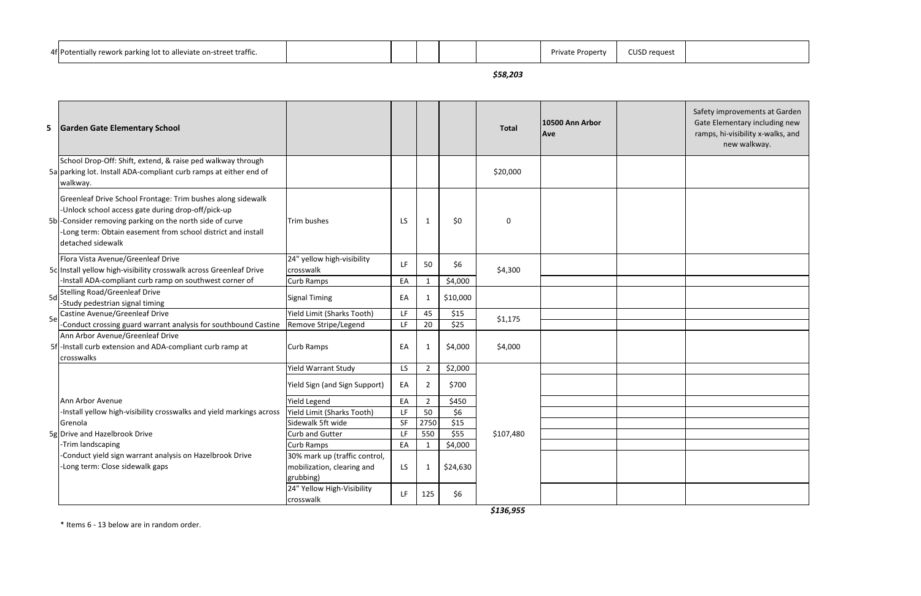| | | | | | | | | |
|---|---|---|---|---|---|---|---|---|
| 4f | Potentially rework parking lot to alleviate on-street traffic. | | | | | | Private Property | CUSD request | |

***$58,203***

| # | Garden Gate Elementary School | | | | | Total | 10500 Ann Arbor Ave | | Safety improvements at Garden Gate Elementary including new ramps, hi-visibility x-walks, and new walkway. |
|---|---|---|---|---|---|---|---|---|---|
| 5a | School Drop-Off: Shift, extend, & raise ped walkway through parking lot. Install ADA-compliant curb ramps at either end of walkway. | | | | | $20,000 | | | |
| 5b | Greenleaf Drive School Frontage: Trim bushes along sidewalk<br>-Unlock school access gate during drop-off/pick-up<br>-Consider removing parking on the north side of curve<br>-Long term: Obtain easement from school district and install detached sidewalk | Trim bushes | LS | 1 | $0 | 0 | | | |
| 5c | Flora Vista Avenue/Greenleaf Drive<br>Install yellow high-visibility crosswalk across Greenleaf Drive<br>-Install ADA-compliant curb ramp on southwest corner of | 24" yellow high-visibility crosswalk | LF | 50 | $6 | $4,300 | | | |
| | | Curb Ramps | EA | 1 | $4,000 | | | | |
| 5d | Stelling Road/Greenleaf Drive<br>-Study pedestrian signal timing | Signal Timing | EA | 1 | $10,000 | | | | |
| 5e | Castine Avenue/Greenleaf Drive<br>-Conduct crossing guard warrant analysis for southbound Castine | Yield Limit (Sharks Tooth) | LF | 45 | $15 | $1,175 | | | |
| | | Remove Stripe/Legend | LF | 20 | $25 | | | | |
| 5f | Ann Arbor Avenue/Greenleaf Drive<br>-Install curb extension and ADA-compliant curb ramp at crosswalks | Curb Ramps | EA | 1 | $4,000 | $4,000 | | | |
| 5g | Ann Arbor Avenue<br>-Install yellow high-visibility crosswalks and yield markings across Grenola<br>Drive and Hazelbrook Drive<br>-Trim landscaping<br>-Conduct yield sign warrant analysis on Hazelbrook Drive<br>-Long term: Close sidewalk gaps | Yield Warrant Study | LS | 2 | $2,000 | $107,480 | | | |
| | | Yield Sign (and Sign Support) | EA | 2 | $700 | | | | |
| | | Yield Legend | EA | 2 | $450 | | | | |
| | | Yield Limit (Sharks Tooth) | LF | 50 | $6 | | | | |
| | | Sidewalk 5ft wide | SF | 2750 | $15 | | | | |
| | | Curb and Gutter | LF | 550 | $55 | | | | |
| | | Curb Ramps | EA | 1 | $4,000 | | | | |
| | | 30% mark up (traffic control, mobilization, clearing and grubbing) | LS | 1 | $24,630 | | | | |
| | | 24" Yellow High-Visibility crosswalk | LF | 125 | $6 | | | | |

***$136,955***

\* Items 6 - 13 below are in random order.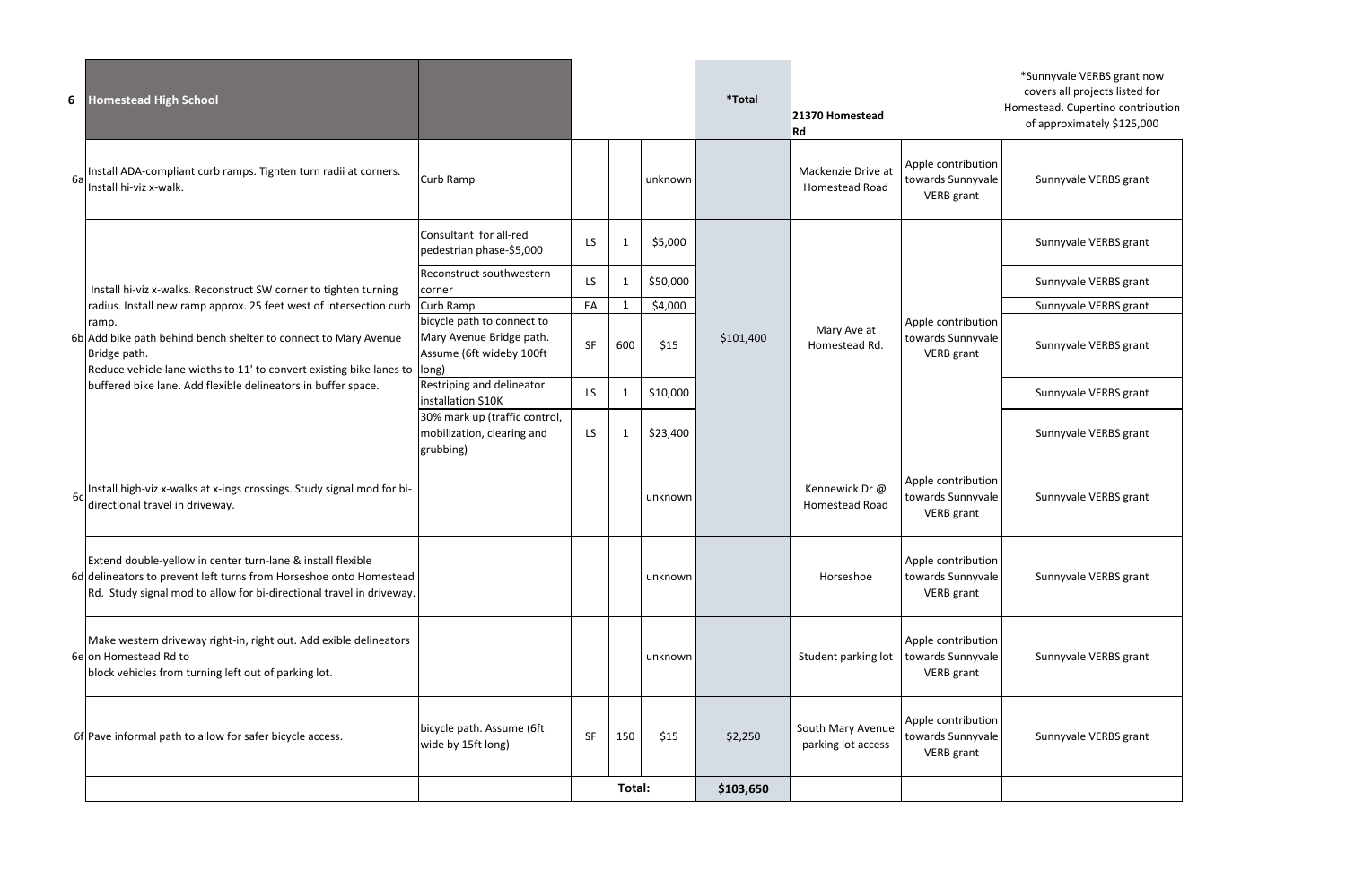| 6 | Homestead High School | | | | | *Total | 21370 Homestead Rd | | *Sunnyvale VERBS grant now covers all projects listed for Homestead. Cupertino contribution of approximately $125,000 |
|---|---|---|---|---|---|---|---|---|---|
| 6a | Install ADA-compliant curb ramps. Tighten turn radii at corners. Install hi-viz x-walk. | Curb Ramp | | | unknown | | Mackenzie Drive at Homestead Road | Apple contribution towards Sunnyvale VERB grant | Sunnyvale VERBS grant |
| 6b | Install hi-viz x-walks. Reconstruct SW corner to tighten turning radius. Install new ramp approx. 25 feet west of intersection curb ramp.<br>Add bike path behind bench shelter to connect to Mary Avenue Bridge path.<br>Reduce vehicle lane widths to 11' to convert existing bike lanes to buffered bike lane. Add flexible delineators in buffer space. | Consultant for all-red pedestrian phase-$5,000 | LS | 1 | $5,000 | $101,400 | Mary Ave at Homestead Rd. | Apple contribution towards Sunnyvale VERB grant | Sunnyvale VERBS grant |
| | | Reconstruct southwestern corner | LS | 1 | $50,000 | | | | Sunnyvale VERBS grant |
| | | Curb Ramp | EA | 1 | $4,000 | | | | Sunnyvale VERBS grant |
| | | bicycle path to connect to Mary Avenue Bridge path. Assume (6ft wideby 100ft long) | SF | 600 | $15 | | | | Sunnyvale VERBS grant |
| | | Restriping and delineator installation $10K | LS | 1 | $10,000 | | | | Sunnyvale VERBS grant |
| | | 30% mark up (traffic control, mobilization, clearing and grubbing) | LS | 1 | $23,400 | | | | Sunnyvale VERBS grant |
| 6c | Install high-viz x-walks at x-ings crossings. Study signal mod for bi-directional travel in driveway. | | | | unknown | | Kennewick Dr @ Homestead Road | Apple contribution towards Sunnyvale VERB grant | Sunnyvale VERBS grant |
| 6d | Extend double-yellow in center turn-lane & install flexible delineators to prevent left turns from Horseshoe onto Homestead Rd. Study signal mod to allow for bi-directional travel in driveway. | | | | unknown | | Horseshoe | Apple contribution towards Sunnyvale VERB grant | Sunnyvale VERBS grant |
| 6e | Make western driveway right-in, right out. Add exible delineators on Homestead Rd to block vehicles from turning left out of parking lot. | | | | unknown | | Student parking lot | Apple contribution towards Sunnyvale VERB grant | Sunnyvale VERBS grant |
| 6f | Pave informal path to allow for safer bicycle access. | bicycle path. Assume (6ft wide by 15ft long) | SF | 150 | $15 | $2,250 | South Mary Avenue parking lot access | Apple contribution towards Sunnyvale VERB grant | Sunnyvale VERBS grant |
| | | | | Total: | | $103,650 | | | |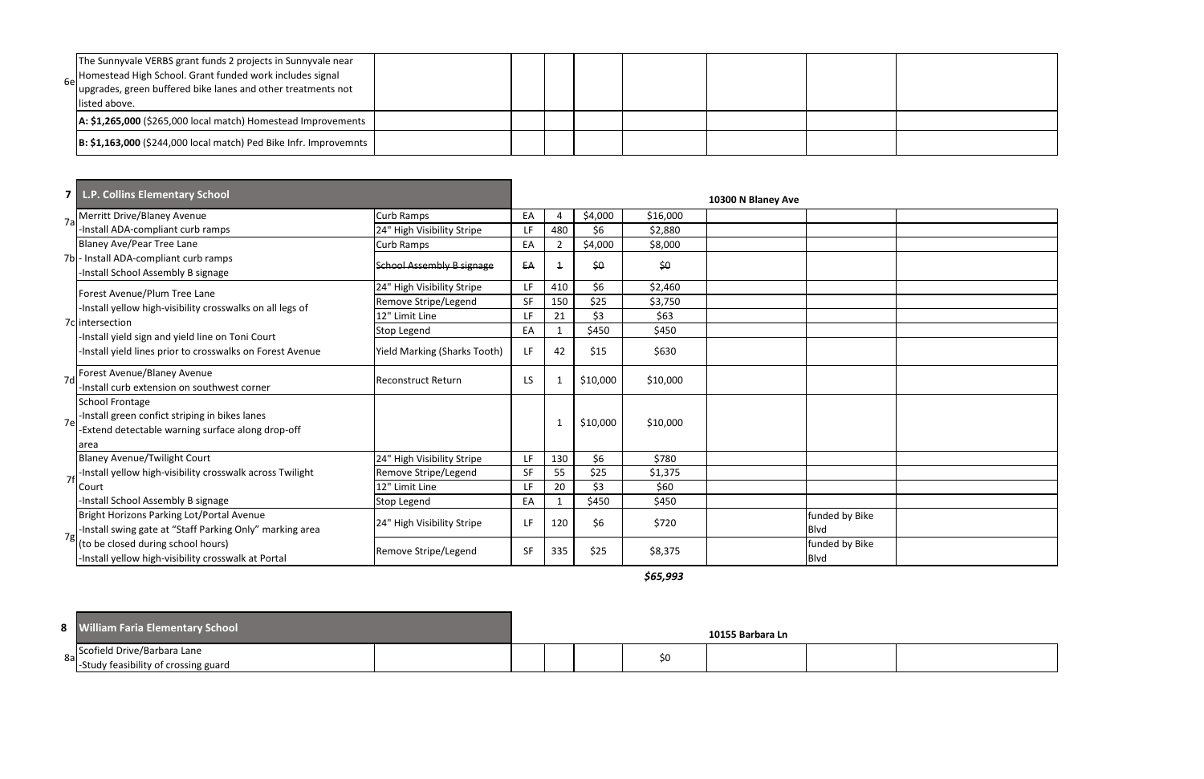| | | | | | | | | |
|---|---|---|---|---|---|---|---|---|
| 6e | The Sunnyvale VERBS grant funds 2 projects in Sunnyvale near Homestead High School. Grant funded work includes signal upgrades, green buffered bike lanes and other treatments not listed above. | | | | | | | | |
| | **A: $1,265,000** ($265,000 local match) Homestead Improvements | | | | | | | | |
| | **B: $1,163,000** ($244,000 local match) Ped Bike Infr. Improvemnts | | | | | | | | |

| 7 | L.P. Collins Elementary School | | | | | | 10300 N Blaney Ave | | |
|---|---|---|---|---|---|---|---|---|---|
| 7a | Merritt Drive/Blaney Avenue<br>-Install ADA-compliant curb ramps | Curb Ramps | EA | 4 | $4,000 | $16,000 | | | |
| | | 24" High Visibility Stripe | LF | 480 | $6 | $2,880 | | | |
| 7b | Blaney Ave/Pear Tree Lane<br>- Install ADA-compliant curb ramps<br>-Install School Assembly B signage | Curb Ramps | EA | 2 | $4,000 | $8,000 | | | |
| | | ~~School Assembly B signage~~ | ~~EA~~ | ~~1~~ | ~~$0~~ | ~~$0~~ | | | |
| 7c | Forest Avenue/Plum Tree Lane<br>-Install yellow high-visibility crosswalks on all legs of intersection<br>-Install yield sign and yield line on Toni Court<br>-Install yield lines prior to crosswalks on Forest Avenue | 24" High Visibility Stripe | LF | 410 | $6 | $2,460 | | | |
| | | Remove Stripe/Legend | SF | 150 | $25 | $3,750 | | | |
| | | 12" Limit Line | LF | 21 | $3 | $63 | | | |
| | | Stop Legend | EA | 1 | $450 | $450 | | | |
| | | Yield Marking (Sharks Tooth) | LF | 42 | $15 | $630 | | | |
| 7d | Forest Avenue/Blaney Avenue<br>-Install curb extension on southwest corner | Reconstruct Return | LS | 1 | $10,000 | $10,000 | | | |
| 7e | School Frontage<br>-Install green confict striping in bikes lanes<br>-Extend detectable warning surface along drop-off area | | | 1 | $10,000 | $10,000 | | | |
| 7f | Blaney Avenue/Twilight Court<br>-Install yellow high-visibility crosswalk across Twilight Court<br>-Install School Assembly B signage | 24" High Visibility Stripe | LF | 130 | $6 | $780 | | | |
| | | Remove Stripe/Legend | SF | 55 | $25 | $1,375 | | | |
| | | 12" Limit Line | LF | 20 | $3 | $60 | | | |
| | | Stop Legend | EA | 1 | $450 | $450 | | | |
| 7g | Bright Horizons Parking Lot/Portal Avenue<br>-Install swing gate at "Staff Parking Only" marking area (to be closed during school hours)<br>-Install yellow high-visibility crosswalk at Portal | 24" High Visibility Stripe | LF | 120 | $6 | $720 | | funded by Bike Blvd | |
| | | Remove Stripe/Legend | SF | 335 | $25 | $8,375 | | funded by Bike Blvd | |
| | | | | | | ***$65,993*** | | | |

| 8 | William Faria Elementary School | | | | | | 10155 Barbara Ln | | |
|---|---|---|---|---|---|---|---|---|---|
| 8a | Scofield Drive/Barbara Lane<br>-Study feasibility of crossing guard | | | | | $0 | | | |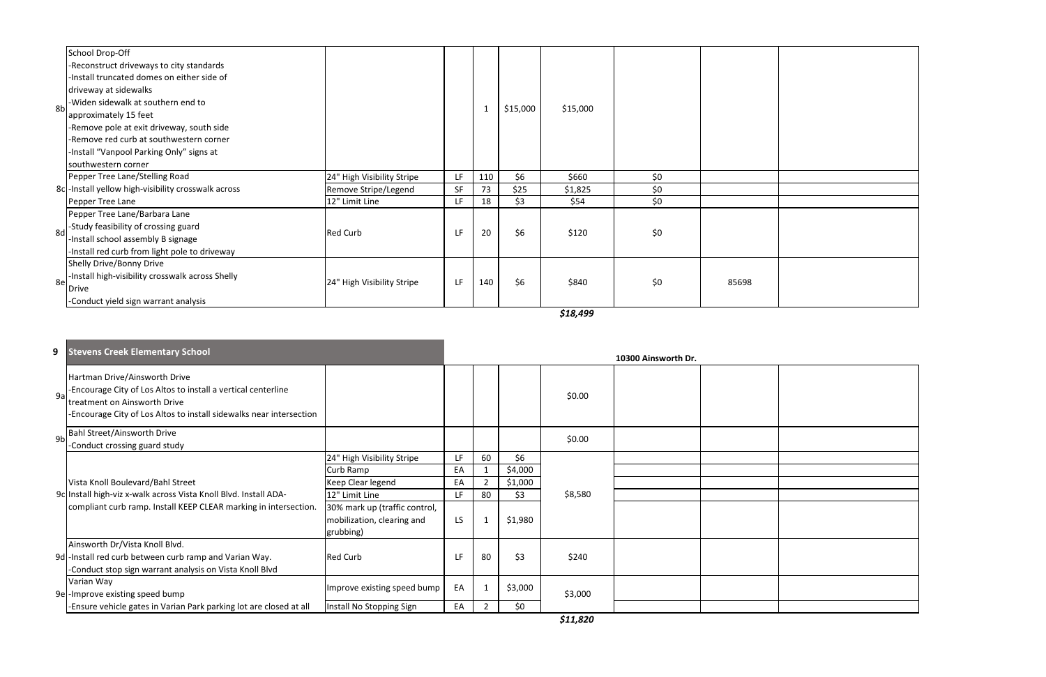| | Location / Improvement | Item | Unit | Qty | Unit Cost | Total | | | |
|---|---|---|---|---|---|---|---|---|---|
| 8b | School Drop-Off<br>-Reconstruct driveways to city standards<br>-Install truncated domes on either side of driveway at sidewalks<br>-Widen sidewalk at southern end to approximately 15 feet<br>-Remove pole at exit driveway, south side<br>-Remove red curb at southwestern corner<br>-Install "Vanpool Parking Only" signs at southwestern corner | | | 1 | $15,000 | $15,000 | | | |
| 8c | Pepper Tree Lane/Stelling Road | 24" High Visibility Stripe | LF | 110 | $6 | $660 | $0 | | |
| | -Install yellow high-visibility crosswalk across | Remove Stripe/Legend | SF | 73 | $25 | $1,825 | $0 | | |
| | Pepper Tree Lane | 12" Limit Line | LF | 18 | $3 | $54 | $0 | | |
| 8d | Pepper Tree Lane/Barbara Lane<br>-Study feasibility of crossing guard<br>-Install school assembly B signage<br>-Install red curb from light pole to driveway | Red Curb | LF | 20 | $6 | $120 | $0 | | |
| 8e | Shelly Drive/Bonny Drive<br>-Install high-visibility crosswalk across Shelly Drive<br>-Conduct yield sign warrant analysis | 24" High Visibility Stripe | LF | 140 | $6 | $840 | $0 | 85698 | |
| | | | | | | ***$18,499*** | | | |

| 9 | Stevens Creek Elementary School | | | | | | 10300 Ainsworth Dr. | | |
|---|---|---|---|---|---|---|---|---|---|
| 9a | Hartman Drive/Ainsworth Drive<br>-Encourage City of Los Altos to install a vertical centerline treatment on Ainsworth Drive<br>-Encourage City of Los Altos to install sidewalks near intersection | | | | | $0.00 | | | |
| 9b | Bahl Street/Ainsworth Drive<br>-Conduct crossing guard study | | | | | $0.00 | | | |
| 9c | Vista Knoll Boulevard/Bahl Street<br>Install high-viz x-walk across Vista Knoll Blvd. Install ADA-compliant curb ramp. Install KEEP CLEAR marking in intersection. | 24" High Visibility Stripe | LF | 60 | $6 | $8,580 | | | |
| | | Curb Ramp | EA | 1 | $4,000 | | | | |
| | | Keep Clear legend | EA | 2 | $1,000 | | | | |
| | | 12" Limit Line | LF | 80 | $3 | | | | |
| | | 30% mark up (traffic control, mobilization, clearing and grubbing) | LS | 1 | $1,980 | | | | |
| 9d | Ainsworth Dr/Vista Knoll Blvd.<br>-Install red curb between curb ramp and Varian Way.<br>-Conduct stop sign warrant analysis on Vista Knoll Blvd | Red Curb | LF | 80 | $3 | $240 | | | |
| 9e | Varian Way<br>-Improve existing speed bump | Improve existing speed bump | EA | 1 | $3,000 | $3,000 | | | |
| | -Ensure vehicle gates in Varian Park parking lot are closed at all | Install No Stopping Sign | EA | 2 | $0 | | | | |
| | | | | | | ***$11,820*** | | | |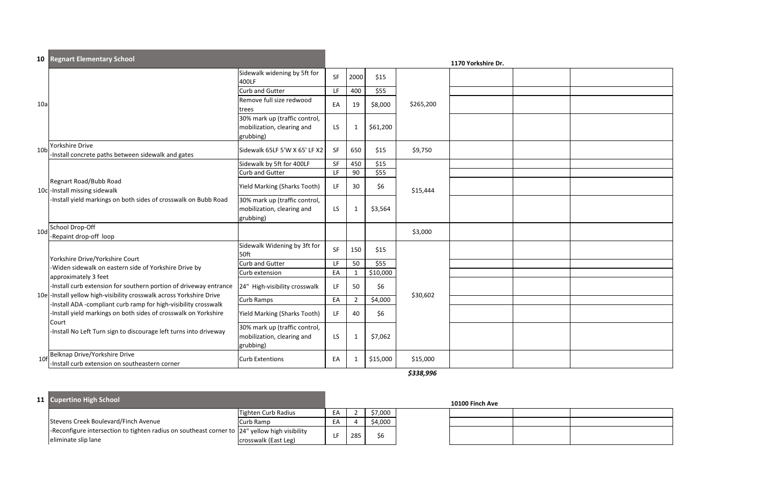## 10 Regnart Elementary School

1170 Yorkshire Dr.

| ID | Location / Description | Item | Unit | Qty | Unit Cost | Total | | | |
|---|---|---|---|---|---|---|---|---|---|
| 10a | | Sidewalk widening by 5ft for 400LF | SF | 2000 | $15 | $265,200 | | | |
| | | Curb and Gutter | LF | 400 | $55 | | | | |
| | | Remove full size redwood trees | EA | 19 | $8,000 | | | | |
| | | 30% mark up (traffic control, mobilization, clearing and grubbing) | LS | 1 | $61,200 | | | | |
| 10b | Yorkshire Drive<br>-Install concrete paths between sidewalk and gates | Sidewalk 65LF 5'W X 65' LF X2 | SF | 650 | $15 | $9,750 | | | |
| 10c | Regnart Road/Bubb Road<br>-Install missing sidewalk<br>-Install yield markings on both sides of crosswalk on Bubb Road | Sidewalk by 5ft for 400LF | SF | 450 | $15 | $15,444 | | | |
| | | Curb and Gutter | LF | 90 | $55 | | | | |
| | | Yield Marking (Sharks Tooth) | LF | 30 | $6 | | | | |
| | | 30% mark up (traffic control, mobilization, clearing and grubbing) | LS | 1 | $3,564 | | | | |
| 10d | School Drop-Off<br>-Repaint drop-off loop | | | | | $3,000 | | | |
| 10e | Yorkshire Drive/Yorkshire Court<br>-Widen sidewalk on eastern side of Yorkshire Drive by approximately 3 feet<br>-Install curb extension for southern portion of driveway entrance<br>-Install yellow high-visibility crosswalk across Yorkshire Drive<br>-Install ADA -compliant curb ramp for high-visibility crosswalk<br>-Install yield markings on both sides of crosswalk on Yorkshire Court<br>-Install No Left Turn sign to discourage left turns into driveway | Sidewalk Widening by 3ft for 50ft | SF | 150 | $15 | $30,602 | | | |
| | | Curb and Gutter | LF | 50 | $55 | | | | |
| | | Curb extension | EA | 1 | $10,000 | | | | |
| | | 24" High-visibility crosswalk | LF | 50 | $6 | | | | |
| | | Curb Ramps | EA | 2 | $4,000 | | | | |
| | | Yield Marking (Sharks Tooth) | LF | 40 | $6 | | | | |
| | | 30% mark up (traffic control, mobilization, clearing and grubbing) | LS | 1 | $7,062 | | | | |
| 10f | Belknap Drive/Yorkshire Drive<br>-Install curb extension on southeastern corner | Curb Extentions | EA | 1 | $15,000 | $15,000 | | | |
| | | | | | | ***$338,996*** | | | |

## 11 Cupertino High School

10100 Finch Ave

| ID | Location / Description | Item | Unit | Qty | Unit Cost | Total | | | |
|---|---|---|---|---|---|---|---|---|---|
| | Stevens Creek Boulevard/Finch Avenue<br>-Reconfigure intersection to tighten radius on southeast corner to eliminate slip lane | Tighten Curb Radius | EA | 2 | $7,000 | | | | |
| | | Curb Ramp | EA | 4 | $4,000 | | | | |
| | | 24" yellow high visibility crosswalk (East Leg) | LF | 285 | $6 | | | | |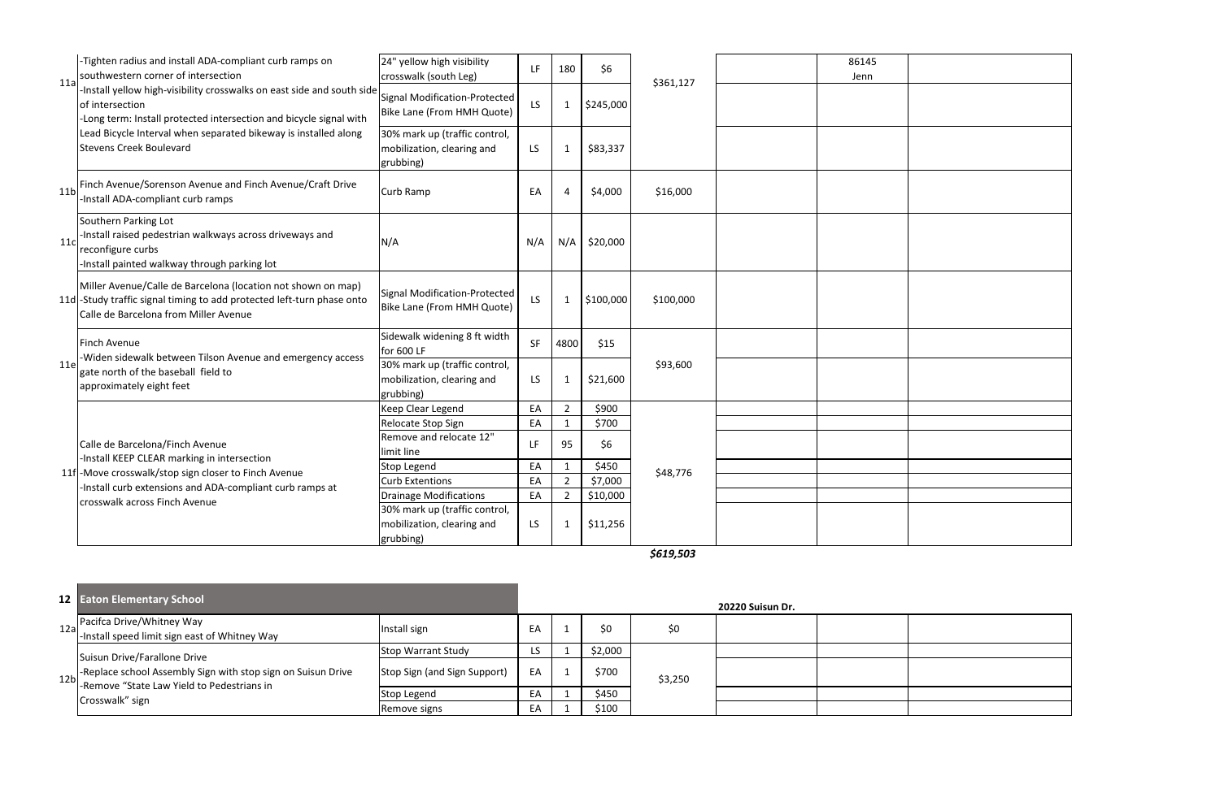| ID | Location / Description | Item | Unit | Qty | Unit Cost | Total | | | |
|---|---|---|---|---|---|---|---|---|---|
| 11a | -Tighten radius and install ADA-compliant curb ramps on southwestern corner of intersection<br>-Install yellow high-visibility crosswalks on east side and south side of intersection<br>-Long term: Install protected intersection and bicycle signal with Lead Bicycle Interval when separated bikeway is installed along Stevens Creek Boulevard | 24" yellow high visibility crosswalk (south Leg) | LF | 180 | $6 | $361,127 | | 86145 Jenn | |
| | | Signal Modification-Protected Bike Lane (From HMH Quote) | LS | 1 | $245,000 | | | | |
| | | 30% mark up (traffic control, mobilization, clearing and grubbing) | LS | 1 | $83,337 | | | | |
| 11b | Finch Avenue/Sorenson Avenue and Finch Avenue/Craft Drive<br>-Install ADA-compliant curb ramps | Curb Ramp | EA | 4 | $4,000 | $16,000 | | | |
| 11c | Southern Parking Lot<br>-Install raised pedestrian walkways across driveways and reconfigure curbs<br>-Install painted walkway through parking lot | N/A | N/A | N/A | $20,000 | | | | |
| 11d | Miller Avenue/Calle de Barcelona (location not shown on map)<br>-Study traffic signal timing to add protected left-turn phase onto Calle de Barcelona from Miller Avenue | Signal Modification-Protected Bike Lane (From HMH Quote) | LS | 1 | $100,000 | $100,000 | | | |
| 11e | Finch Avenue<br>-Widen sidewalk between Tilson Avenue and emergency access gate north of the baseball field to approximately eight feet | Sidewalk widening 8 ft width for 600 LF | SF | 4800 | $15 | $93,600 | | | |
| | | 30% mark up (traffic control, mobilization, clearing and grubbing) | LS | 1 | $21,600 | | | | |
| 11f | Calle de Barcelona/Finch Avenue<br>-Install KEEP CLEAR marking in intersection<br>-Move crosswalk/stop sign closer to Finch Avenue<br>-Install curb extensions and ADA-compliant curb ramps at crosswalk across Finch Avenue | Keep Clear Legend | EA | 2 | $900 | $48,776 | | | |
| | | Relocate Stop Sign | EA | 1 | $700 | | | | |
| | | Remove and relocate 12" limit line | LF | 95 | $6 | | | | |
| | | Stop Legend | EA | 1 | $450 | | | | |
| | | Curb Extentions | EA | 2 | $7,000 | | | | |
| | | Drainage Modifications | EA | 2 | $10,000 | | | | |
| | | 30% mark up (traffic control, mobilization, clearing and grubbing) | LS | 1 | $11,256 | | | | |
| | | | | | | ***$619,503*** | | | |

| 12 | Eaton Elementary School | | | | | | 20220 Suisun Dr. | | |
|---|---|---|---|---|---|---|---|---|---|
| 12a | Pacifca Drive/Whitney Way<br>-Install speed limit sign east of Whitney Way | Install sign | EA | 1 | $0 | $0 | | | |
| 12b | Suisun Drive/Farallone Drive<br>-Replace school Assembly Sign with stop sign on Suisun Drive<br>-Remove "State Law Yield to Pedestrians in Crosswalk" sign | Stop Warrant Study | LS | 1 | $2,000 | $3,250 | | | |
| | | Stop Sign (and Sign Support) | EA | 1 | $700 | | | | |
| | | Stop Legend | EA | 1 | $450 | | | | |
| | | Remove signs | EA | 1 | $100 | | | | |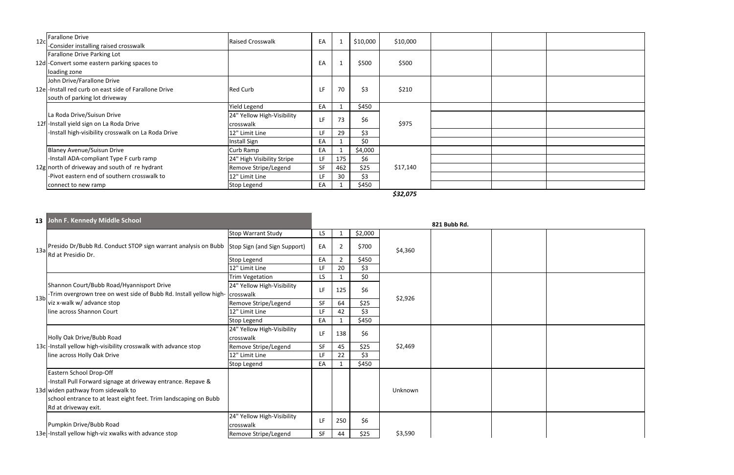| | Location / Recommendation | Item | Unit | Qty | Unit Cost | Total | | | |
|---|---|---|---|---|---|---|---|---|---|
| 12c | Farallone Drive<br>-Consider installing raised crosswalk | Raised Crosswalk | EA | 1 | $10,000 | $10,000 | | | |
| 12d | Farallone Drive Parking Lot<br>-Convert some eastern parking spaces to loading zone | | EA | 1 | $500 | $500 | | | |
| 12e | John Drive/Farallone Drive<br>-Install red curb on east side of Farallone Drive south of parking lot driveway | Red Curb | LF | 70 | $3 | $210 | | | |
| 12f | La Roda Drive/Suisun Drive<br>-Install yield sign on La Roda Drive<br>-Install high-visibility crosswalk on La Roda Drive | Yield Legend | EA | 1 | $450 | $975 | | | |
| | | 24" Yellow High-Visibility crosswalk | LF | 73 | $6 | | | | |
| | | 12" Limit Line | LF | 29 | $3 | | | | |
| | | Install Sign | EA | 1 | $0 | | | | |
| 12g | Blaney Avenue/Suisun Drive<br>-Install ADA-compliant Type F curb ramp north of driveway and south of re hydrant<br>-Pivot eastern end of southern crosswalk to connect to new ramp | Curb Ramp | EA | 1 | $4,000 | $17,140 | | | |
| | | 24" High Visibility Stripe | LF | 175 | $6 | | | | |
| | | Remove Stripe/Legend | SF | 462 | $25 | | | | |
| | | 12" Limit Line | LF | 30 | $3 | | | | |
| | | Stop Legend | EA | 1 | $450 | | | | |
| | | | | | | ***$32,075*** | | | |

| 13 | **John F. Kennedy Middle School** | | | | | | 821 Bubb Rd. | | |
|---|---|---|---|---|---|---|---|---|---|
| 13a | Presido Dr/Bubb Rd. Conduct STOP sign warrant analysis on Bubb Rd at Presidio Dr. | Stop Warrant Study | LS | 1 | $2,000 | $4,360 | | | |
| | | Stop Sign (and Sign Support) | EA | 2 | $700 | | | | |
| | | Stop Legend | EA | 2 | $450 | | | | |
| | | 12" Limit Line | LF | 20 | $3 | | | | |
| 13b | Shannon Court/Bubb Road/Hyannisport Drive<br>-Trim overgrown tree on west side of Bubb Rd. Install yellow high-viz x-walk w/ advance stop line across Shannon Court | Trim Vegetation | LS | 1 | $0 | $2,926 | | | |
| | | 24" Yellow High-Visibility crosswalk | LF | 125 | $6 | | | | |
| | | Remove Stripe/Legend | SF | 64 | $25 | | | | |
| | | 12" Limit Line | LF | 42 | $3 | | | | |
| | | Stop Legend | EA | 1 | $450 | | | | |
| 13c | Holly Oak Drive/Bubb Road<br>-Install yellow high-visibility crosswalk with advance stop line across Holly Oak Drive | 24" Yellow High-Visibility crosswalk | LF | 138 | $6 | $2,469 | | | |
| | | Remove Stripe/Legend | SF | 45 | $25 | | | | |
| | | 12" Limit Line | LF | 22 | $3 | | | | |
| | | Stop Legend | EA | 1 | $450 | | | | |
| 13d | Eastern School Drop-Off<br>-Install Pull Forward signage at driveway entrance. Repave & widen pathway from sidewalk to school entrance to at least eight feet. Trim landscaping on Bubb Rd at driveway exit. | | | | | Unknown | | | |
| 13e | Pumpkin Drive/Bubb Road<br>-Install yellow high-viz xwalks with advance stop | 24" Yellow High-Visibility crosswalk | LF | 250 | $6 | $3,590 | | | |
| | | Remove Stripe/Legend | SF | 44 | $25 | | | | |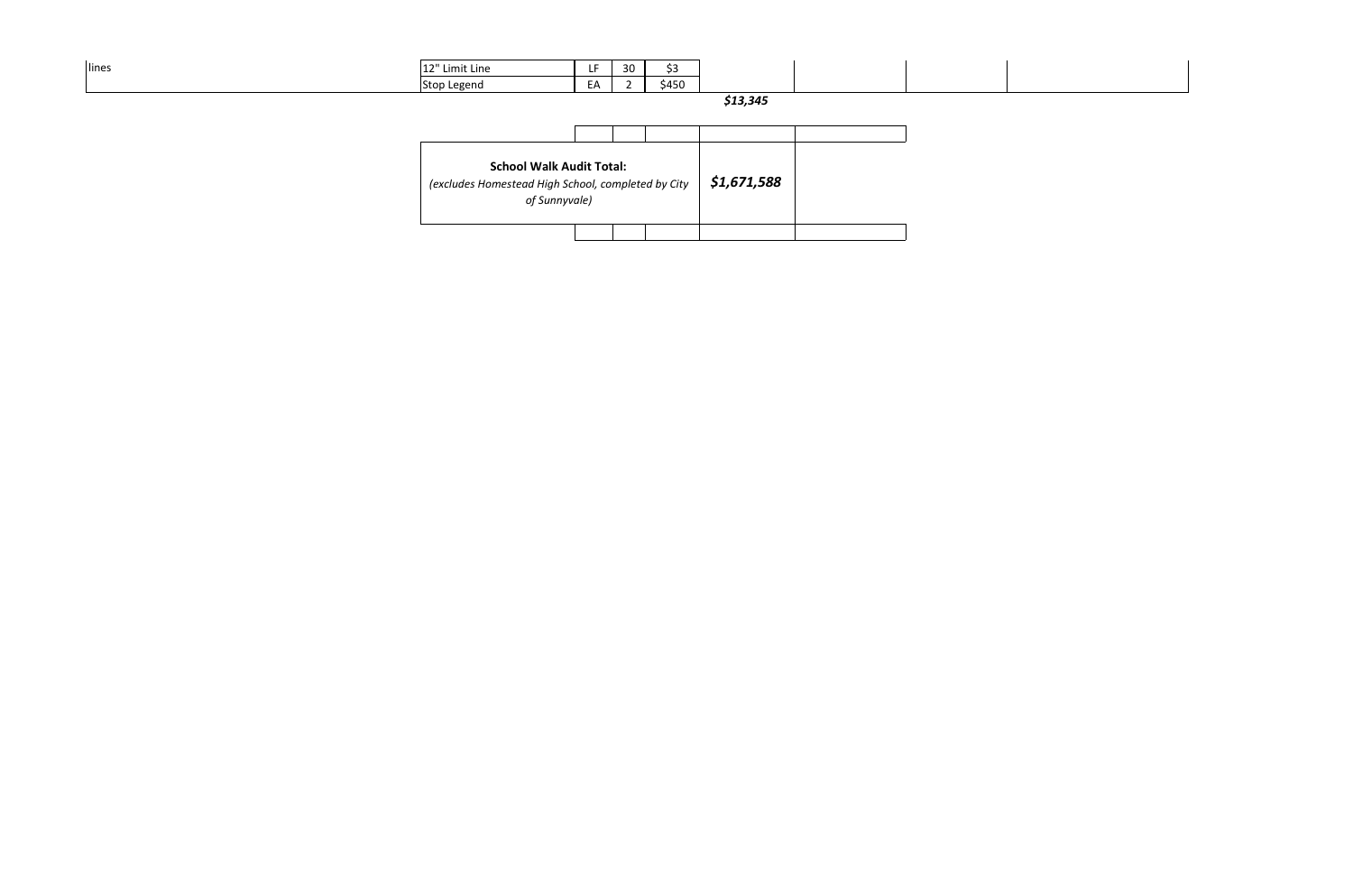| | | | | | | | | |
|---|---|---|---|---|---|---|---|---|
| lines | 12" Limit Line | LF | 30 | $3 | | | | |
| | Stop Legend | EA | 2 | $450 | | | | |
| | | | | | ***$13,345*** | | | |

| | | | | | |
|---|---|---|---|---|---|
| **School Walk Audit Total:** *(excludes Homestead High School, completed by City of Sunnyvale)* | | | | ***$1,671,588*** | |